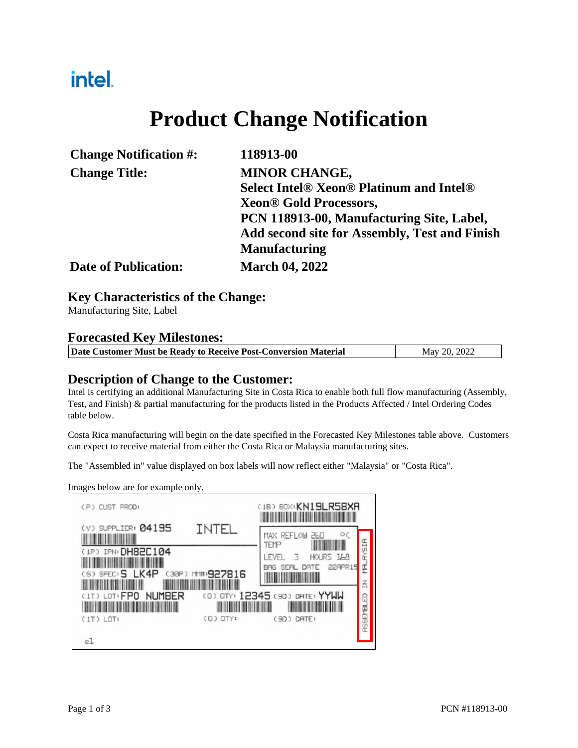intel.

# Product Change Notification

| | |
|---|---|
| **Change Notification #:** | **118913-00** |
| **Change Title:** | **MINOR CHANGE, Select Intel® Xeon® Platinum and Intel® Xeon® Gold Processors, PCN 118913-00, Manufacturing Site, Label, Add second site for Assembly, Test and Finish Manufacturing** |
| **Date of Publication:** | **March 04, 2022** |

## Key Characteristics of the Change:

Manufacturing Site, Label

## Forecasted Key Milestones:

| **Date Customer Must be Ready to Receive Post-Conversion Material** | May 20, 2022 |
|---|---|

## Description of Change to the Customer:

Intel is certifying an additional Manufacturing Site in Costa Rica to enable both full flow manufacturing (Assembly, Test, and Finish) & partial manufacturing for the products listed in the Products Affected / Intel Ordering Codes table below.

Costa Rica manufacturing will begin on the date specified in the Forecasted Key Milestones table above. Customers can expect to receive material from either the Costa Rica or Malaysia manufacturing sites.

The "Assembled in" value displayed on box labels will now reflect either "Malaysia" or "Costa Rica".

Images below are for example only.

(P) CUST PROD:
(1B) BOX: KN19LR58XA
(V) SUPPLIER: 04195 INTEL
(1P) IPN: DH82C104
(S) SPEC: S LK4P (30P) MM#: 927816
MAX REFLOW 260 °C TEMP
LEVEL 3 HOURS 168
BAG SEAL DATE 22APR15
(1T) LOT: FPO NUMBER (Q) QTY: 12345 (9D) DATE: YYWW
(1T) LOT: (Q) QTY: (9D) DATE:
ASSEMBLED IN MALAYSIA
e1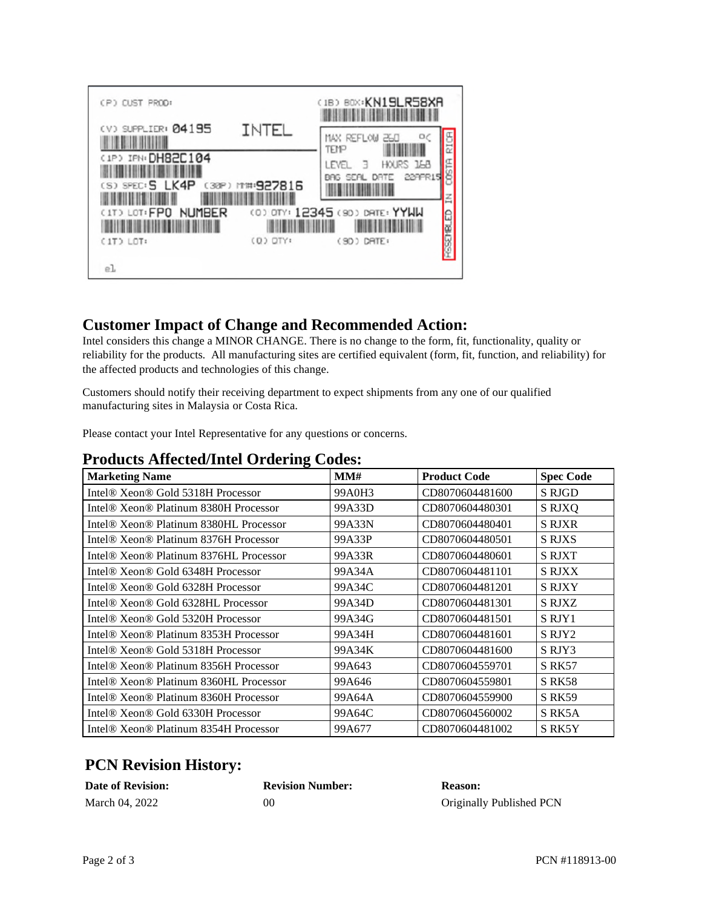## Customer Impact of Change and Recommended Action:

Intel considers this change a MINOR CHANGE. There is no change to the form, fit, functionality, quality or reliability for the products. All manufacturing sites are certified equivalent (form, fit, function, and reliability) for the affected products and technologies of this change.

Customers should notify their receiving department to expect shipments from any one of our qualified manufacturing sites in Malaysia or Costa Rica.

Please contact your Intel Representative for any questions or concerns.

## Products Affected/Intel Ordering Codes:

| Marketing Name | MM# | Product Code | Spec Code |
|---|---|---|---|
| Intel® Xeon® Gold 5318H Processor | 99A0H3 | CD8070604481600 | S RJGD |
| Intel® Xeon® Platinum 8380H Processor | 99A33D | CD8070604480301 | S RJXQ |
| Intel® Xeon® Platinum 8380HL Processor | 99A33N | CD8070604480401 | S RJXR |
| Intel® Xeon® Platinum 8376H Processor | 99A33P | CD8070604480501 | S RJXS |
| Intel® Xeon® Platinum 8376HL Processor | 99A33R | CD8070604480601 | S RJXT |
| Intel® Xeon® Gold 6348H Processor | 99A34A | CD8070604481101 | S RJXX |
| Intel® Xeon® Gold 6328H Processor | 99A34C | CD8070604481201 | S RJXY |
| Intel® Xeon® Gold 6328HL Processor | 99A34D | CD8070604481301 | S RJXZ |
| Intel® Xeon® Gold 5320H Processor | 99A34G | CD8070604481501 | S RJY1 |
| Intel® Xeon® Platinum 8353H Processor | 99A34H | CD8070604481601 | S RJY2 |
| Intel® Xeon® Gold 5318H Processor | 99A34K | CD8070604481600 | S RJY3 |
| Intel® Xeon® Platinum 8356H Processor | 99A643 | CD8070604559701 | S RK57 |
| Intel® Xeon® Platinum 8360HL Processor | 99A646 | CD8070604559801 | S RK58 |
| Intel® Xeon® Platinum 8360H Processor | 99A64A | CD8070604559900 | S RK59 |
| Intel® Xeon® Gold 6330H Processor | 99A64C | CD8070604560002 | S RK5A |
| Intel® Xeon® Platinum 8354H Processor | 99A677 | CD8070604481002 | S RK5Y |

## PCN Revision History:

| Date of Revision: | Revision Number: | Reason: |
|---|---|---|
| March 04, 2022 | 00 | Originally Published PCN |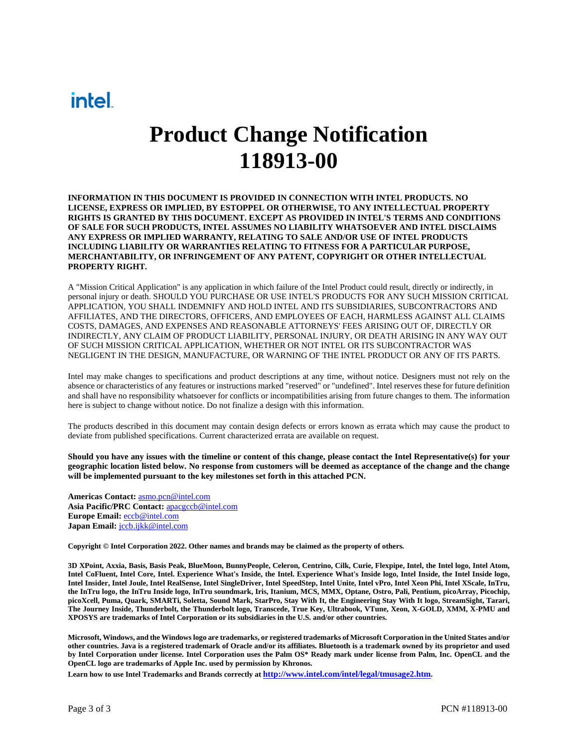intel.

# Product Change Notification 118913-00

**INFORMATION IN THIS DOCUMENT IS PROVIDED IN CONNECTION WITH INTEL PRODUCTS. NO LICENSE, EXPRESS OR IMPLIED, BY ESTOPPEL OR OTHERWISE, TO ANY INTELLECTUAL PROPERTY RIGHTS IS GRANTED BY THIS DOCUMENT. EXCEPT AS PROVIDED IN INTEL'S TERMS AND CONDITIONS OF SALE FOR SUCH PRODUCTS, INTEL ASSUMES NO LIABILITY WHATSOEVER AND INTEL DISCLAIMS ANY EXPRESS OR IMPLIED WARRANTY, RELATING TO SALE AND/OR USE OF INTEL PRODUCTS INCLUDING LIABILITY OR WARRANTIES RELATING TO FITNESS FOR A PARTICULAR PURPOSE, MERCHANTABILITY, OR INFRINGEMENT OF ANY PATENT, COPYRIGHT OR OTHER INTELLECTUAL PROPERTY RIGHT.**

A "Mission Critical Application" is any application in which failure of the Intel Product could result, directly or indirectly, in personal injury or death. SHOULD YOU PURCHASE OR USE INTEL'S PRODUCTS FOR ANY SUCH MISSION CRITICAL APPLICATION, YOU SHALL INDEMNIFY AND HOLD INTEL AND ITS SUBSIDIARIES, SUBCONTRACTORS AND AFFILIATES, AND THE DIRECTORS, OFFICERS, AND EMPLOYEES OF EACH, HARMLESS AGAINST ALL CLAIMS COSTS, DAMAGES, AND EXPENSES AND REASONABLE ATTORNEYS' FEES ARISING OUT OF, DIRECTLY OR INDIRECTLY, ANY CLAIM OF PRODUCT LIABILITY, PERSONAL INJURY, OR DEATH ARISING IN ANY WAY OUT OF SUCH MISSION CRITICAL APPLICATION, WHETHER OR NOT INTEL OR ITS SUBCONTRACTOR WAS NEGLIGENT IN THE DESIGN, MANUFACTURE, OR WARNING OF THE INTEL PRODUCT OR ANY OF ITS PARTS.

Intel may make changes to specifications and product descriptions at any time, without notice. Designers must not rely on the absence or characteristics of any features or instructions marked "reserved" or "undefined". Intel reserves these for future definition and shall have no responsibility whatsoever for conflicts or incompatibilities arising from future changes to them. The information here is subject to change without notice. Do not finalize a design with this information.

The products described in this document may contain design defects or errors known as errata which may cause the product to deviate from published specifications. Current characterized errata are available on request.

**Should you have any issues with the timeline or content of this change, please contact the Intel Representative(s) for your geographic location listed below. No response from customers will be deemed as acceptance of the change and the change will be implemented pursuant to the key milestones set forth in this attached PCN.**

**Americas Contact:** asmo.pcn@intel.com
**Asia Pacific/PRC Contact:** apacgccb@intel.com
**Europe Email:** eccb@intel.com
**Japan Email:** jccb.ijkk@intel.com

**Copyright © Intel Corporation 2022. Other names and brands may be claimed as the property of others.**

**3D XPoint, Axxia, Basis, Basis Peak, BlueMoon, BunnyPeople, Celeron, Centrino, Cilk, Curie, Flexpipe, Intel, the Intel logo, Intel Atom, Intel CoFluent, Intel Core, Intel. Experience What's Inside, the Intel. Experience What's Inside logo, Intel Inside, the Intel Inside logo, Intel Insider, Intel Joule, Intel RealSense, Intel SingleDriver, Intel SpeedStep, Intel Unite, Intel vPro, Intel Xeon Phi, Intel XScale, InTru, the InTru logo, the InTru Inside logo, InTru soundmark, Iris, Itanium, MCS, MMX, Optane, Ostro, Pali, Pentium, picoArray, Picochip, picoXcell, Puma, Quark, SMARTi, Soletta, Sound Mark, StarPro, Stay With It, the Engineering Stay With It logo, StreamSight, Tarari, The Journey Inside, Thunderbolt, the Thunderbolt logo, Transcede, True Key, Ultrabook, VTune, Xeon, X-GOLD, XMM, X-PMU and XPOSYS are trademarks of Intel Corporation or its subsidiaries in the U.S. and/or other countries.**

**Microsoft, Windows, and the Windows logo are trademarks, or registered trademarks of Microsoft Corporation in the United States and/or other countries. Java is a registered trademark of Oracle and/or its affiliates. Bluetooth is a trademark owned by its proprietor and used by Intel Corporation under license. Intel Corporation uses the Palm OS* Ready mark under license from Palm, Inc. OpenCL and the OpenCL logo are trademarks of Apple Inc. used by permission by Khronos.**

**Learn how to use Intel Trademarks and Brands correctly at http://www.intel.com/intel/legal/tmusage2.htm.**